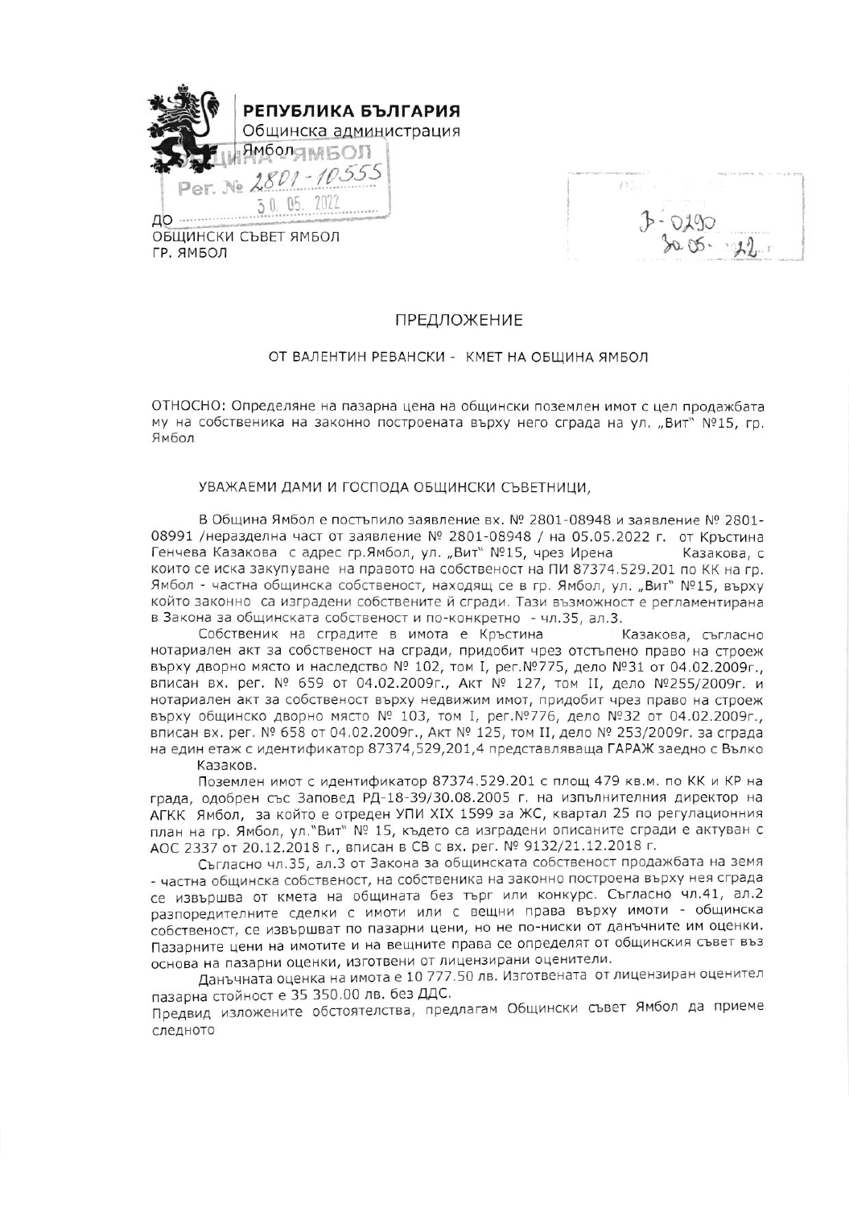**РЕПУБЛИКА БЪЛГАРИЯ**
Общинска администрация
Ямбол

Рег. № 2801-10555
30. 05. 2022

3-0290
30.05.22

ДО
ОБЩИНСКИ СЪВЕТ ЯМБОЛ
ГР. ЯМБОЛ

## ПРЕДЛОЖЕНИЕ

ОТ ВАЛЕНТИН РЕВАНСКИ - КМЕТ НА ОБЩИНА ЯМБОЛ

ОТНОСНО: Определяне на пазарна цена на общински поземлен имот с цел продажбата му на собственика на законно построената върху него сграда на ул. „Вит" №15, гр. Ямбол

УВАЖАЕМИ ДАМИ И ГОСПОДА ОБЩИНСКИ СЪВЕТНИЦИ,

В Община Ямбол е постъпило заявление вх. № 2801-08948 и заявление № 2801-08991 /неразделна част от заявление № 2801-08948 / на 05.05.2022 г. от Кръстина Генчева Казакова с адрес гр.Ямбол, ул. „Вит" №15, чрез Ирена Казакова, с които се иска закупуване на правото на собственост на ПИ 87374.529.201 по КК на гр. Ямбол - частна общинска собственост, находящ се в гр. Ямбол, ул. „Вит" №15, върху който законно са изградени собствените ѝ сгради. Тази възможност е регламентирана в Закона за общинската собственост и по-конкретно - чл.35, ал.3.

Собственик на сградите в имота е Кръстина Казакова, съгласно нотариален акт за собственост на сгради, придобит чрез отстъпено право на строеж върху дворно място и наследство № 102, том I, рег.№775, дело №31 от 04.02.2009г., вписан вх. рег. № 659 от 04.02.2009г., Акт № 127, том II, дело №255/2009г. и нотариален акт за собственост върху недвижим имот, придобит чрез право на строеж върху общинско дворно място № 103, том I, рег.№776, дело №32 от 04.02.2009г., вписан вх. рег. № 658 от 04.02.2009г., Акт № 125, том II, дело № 253/2009г. за сграда на един етаж с идентификатор 87374,529,201,4 представляваща ГАРАЖ заедно с Вълко Казаков.

Поземлен имот с идентификатор 87374.529.201 с площ 479 кв.м. по КК и КР на града, одобрен със Заповед РД-18-39/30.08.2005 г. на изпълнителния директор на АГКК Ямбол, за който е отреден УПИ XIX 1599 за ЖС, квартал 25 по регулационния план на гр. Ямбол, ул."Вит" № 15, където са изградени описаните сгради е актуван с АОС 2337 от 20.12.2018 г., вписан в СВ с вх. рег. № 9132/21.12.2018 г.

Съгласно чл.35, ал.3 от Закона за общинската собственост продажбата на земя - частна общинска собственост, на собственика на законно построена върху нея сграда се извършва от кмета на общината без търг или конкурс. Съгласно чл.41, ал.2 разпоредителните сделки с имоти или с вещни права върху имоти - общинска собственост, се извършват по пазарни цени, но не по-ниски от данъчните им оценки. Пазарните цени на имотите и на вещните права се определят от общинския съвет въз основа на пазарни оценки, изготвени от лицензирани оценители.

Данъчната оценка на имота е 10 777.50 лв. Изготвената от лицензиран оценител пазарна стойност е 35 350.00 лв. без ДДС.

Предвид изложените обстоятелства, предлагам Общински съвет Ямбол да приеме следното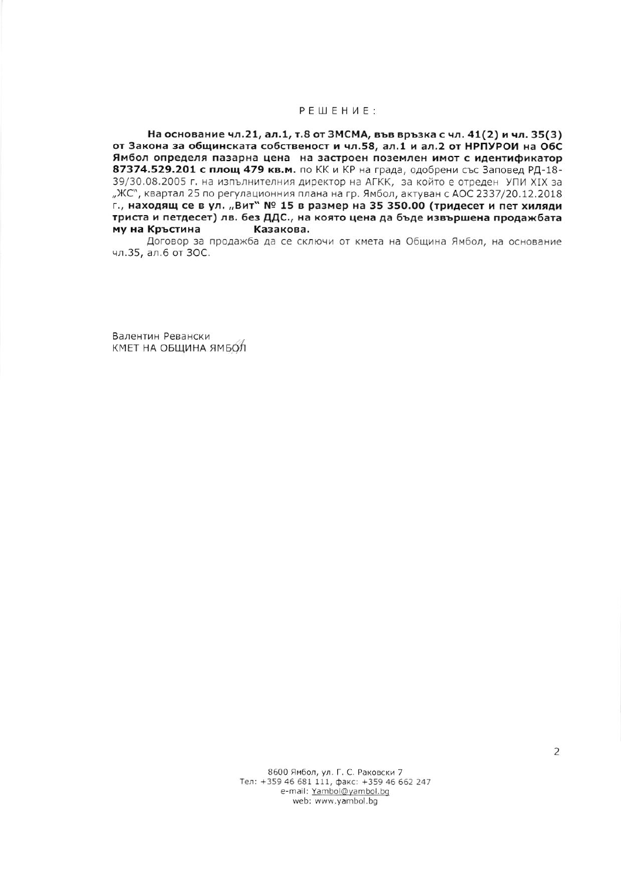Р Е Ш Е Н И Е :

**На основание чл.21, ал.1, т.8 от ЗМСМА, във връзка с чл. 41(2) и чл. 35(3) от Закона за общинската собственост и чл.58, ал.1 и ал.2 от НРПУРОИ на ОбС Ямбол определя пазарна цена на застроен поземлен имот с идентификатор 87374.529.201 с площ 479 кв.м.** по КК и КР на града, одобрени със Заповед РД-18-39/30.08.2005 г. на изпълнителния директор на АГКК, за който е отреден УПИ XIX за „ЖС", квартал 25 по регулационния план на гр. Ямбол, актуван с АОС 2337/20.12.2018 г., **находящ се в ул. „Вит" № 15 в размер на 35 350.00 (тридесет и пет хиляди триста и петдесет) лв. без ДДС., на която цена да бъде извършена продажбата му на Кръстина Казакова.**

Договор за продажба да се сключи от кмета на Община Ямбол, на основание чл.35, ал.6 от ЗОС.

Валентин Ревански
КМЕТ НА ОБЩИНА ЯМБОЛ

8600 Ямбол, ул. Г. С. Раковски 7
Тел: +359 46 681 111, факс: +359 46 662 247
e-mail: Yambol@yambol.bg
web: www.yambol.bg